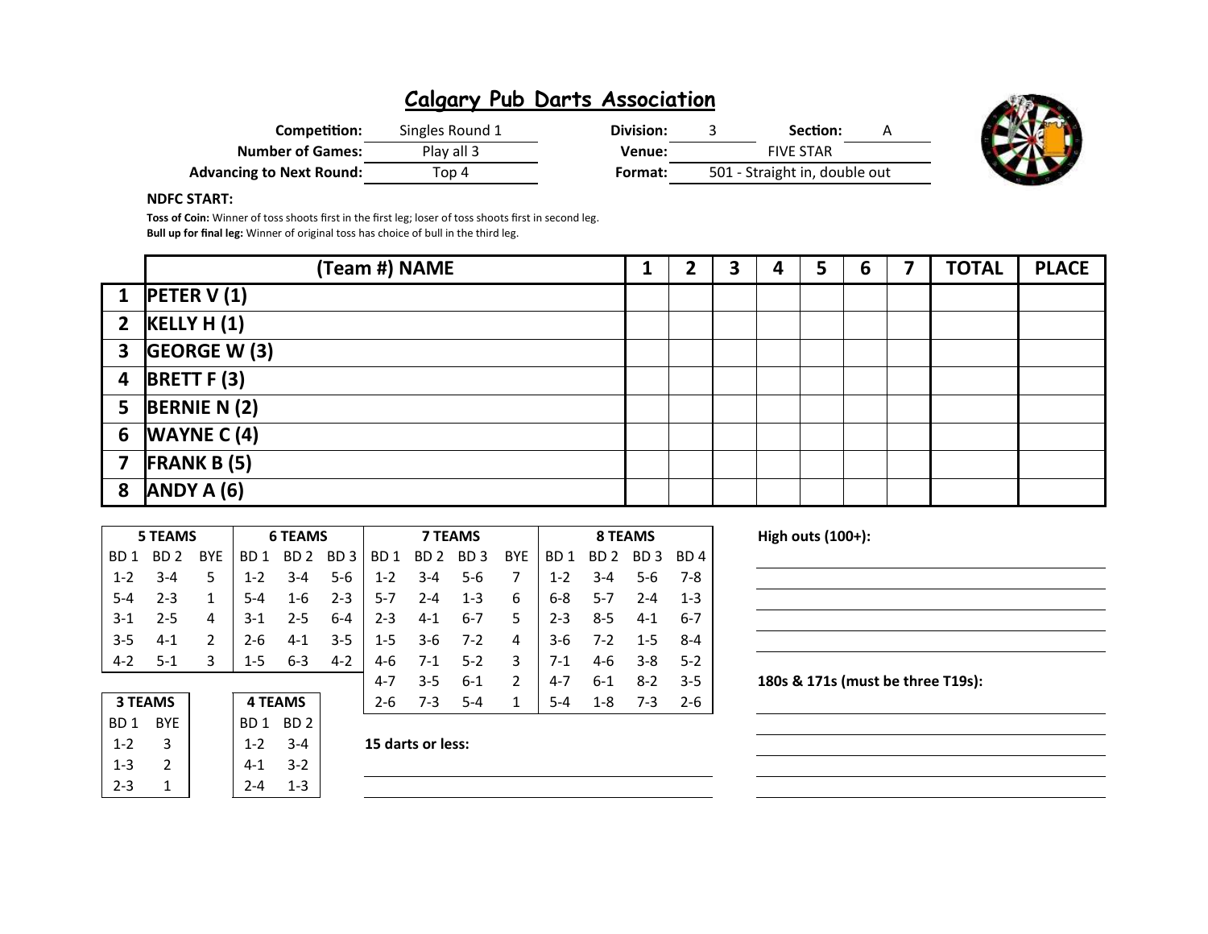# Calgary Pub Darts Association

| | | | |
|---|---|---|---|
| **Competition:** | Singles Round 1 | **Division:** | 3 |
| **Number of Games:** | Play all 3 | **Venue:** | FIVE STAR |
| **Advancing to Next Round:** | Top 4 | **Format:** | 501 - Straight in, double out |

**Section:** A

**NDFC START:**

**Toss of Coin:** Winner of toss shoots first in the first leg; loser of toss shoots first in second leg.
**Bull up for final leg:** Winner of original toss has choice of bull in the third leg.

| | (Team #) NAME | 1 | 2 | 3 | 4 | 5 | 6 | 7 | TOTAL | PLACE |
|---|---|---|---|---|---|---|---|---|---|---|
| 1 | **PETER V (1)** | | | | | | | | | |
| 2 | **KELLY H (1)** | | | | | | | | | |
| 3 | **GEORGE W (3)** | | | | | | | | | |
| 4 | **BRETT F (3)** | | | | | | | | | |
| 5 | **BERNIE N (2)** | | | | | | | | | |
| 6 | **WAYNE C (4)** | | | | | | | | | |
| 7 | **FRANK B (5)** | | | | | | | | | |
| 8 | **ANDY A (6)** | | | | | | | | | |

| 5 TEAMS | | | 6 TEAMS | | | 7 TEAMS | | | | 8 TEAMS | | | |
|---|---|---|---|---|---|---|---|---|---|---|---|---|---|
| BD 1 | BD 2 | BYE | BD 1 | BD 2 | BD 3 | BD 1 | BD 2 | BD 3 | BYE | BD 1 | BD 2 | BD 3 | BD 4 |
| 1-2 | 3-4 | 5 | 1-2 | 3-4 | 5-6 | 1-2 | 3-4 | 5-6 | 7 | 1-2 | 3-4 | 5-6 | 7-8 |
| 5-4 | 2-3 | 1 | 5-4 | 1-6 | 2-3 | 5-7 | 2-4 | 1-3 | 6 | 6-8 | 5-7 | 2-4 | 1-3 |
| 3-1 | 2-5 | 4 | 3-1 | 2-5 | 6-4 | 2-3 | 4-1 | 6-7 | 5 | 2-3 | 8-5 | 4-1 | 6-7 |
| 3-5 | 4-1 | 2 | 2-6 | 4-1 | 3-5 | 1-5 | 3-6 | 7-2 | 4 | 3-6 | 7-2 | 1-5 | 8-4 |
| 4-2 | 5-1 | 3 | 1-5 | 6-3 | 4-2 | 4-6 | 7-1 | 5-2 | 3 | 7-1 | 4-6 | 3-8 | 5-2 |
| | | | | | | 4-7 | 3-5 | 6-1 | 2 | 4-7 | 6-1 | 8-2 | 3-5 |
| | | | | | | 2-6 | 7-3 | 5-4 | 1 | 5-4 | 1-8 | 7-3 | 2-6 |

| 3 TEAMS | |
|---|---|
| BD 1 | BYE |
| 1-2 | 3 |
| 1-3 | 2 |
| 2-3 | 1 |

| 4 TEAMS | |
|---|---|
| BD 1 | BD 2 |
| 1-2 | 3-4 |
| 4-1 | 3-2 |
| 2-4 | 1-3 |

**15 darts or less:**

**High outs (100+):**

**180s & 171s (must be three T19s):**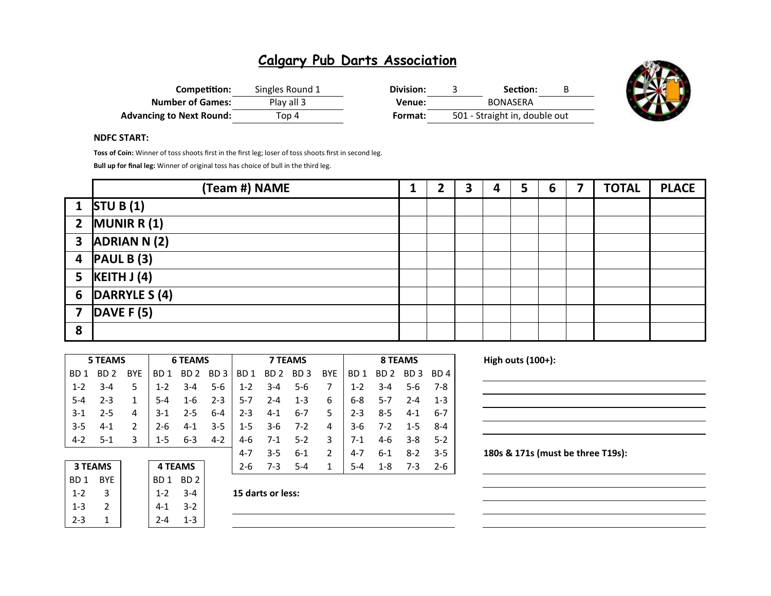# Calgary Pub Darts Association

| | | | |
|---|---|---|---|
| **Competition:** | Singles Round 1 | **Division:** 3 | **Section:** B |
| **Number of Games:** | Play all 3 | **Venue:** | BONASERA |
| **Advancing to Next Round:** | Top 4 | **Format:** | 501 - Straight in, double out |

**NDFC START:**

**Toss of Coin:** Winner of toss shoots first in the first leg; loser of toss shoots first in second leg.

**Bull up for final leg:** Winner of original toss has choice of bull in the third leg.

| | (Team #) NAME | 1 | 2 | 3 | 4 | 5 | 6 | 7 | TOTAL | PLACE |
|---|---|---|---|---|---|---|---|---|---|---|
| 1 | STU B (1) | | | | | | | | | |
| 2 | MUNIR R (1) | | | | | | | | | |
| 3 | ADRIAN N (2) | | | | | | | | | |
| 4 | PAUL B (3) | | | | | | | | | |
| 5 | KEITH J (4) | | | | | | | | | |
| 6 | DARRYLE S (4) | | | | | | | | | |
| 7 | DAVE F (5) | | | | | | | | | |
| 8 | | | | | | | | | | |

| 5 TEAMS | | | 6 TEAMS | | | 7 TEAMS | | | | 8 TEAMS | | | |
|---|---|---|---|---|---|---|---|---|---|---|---|---|---|
| BD 1 | BD 2 | BYE | BD 1 | BD 2 | BD 3 | BD 1 | BD 2 | BD 3 | BYE | BD 1 | BD 2 | BD 3 | BD 4 |
| 1-2 | 3-4 | 5 | 1-2 | 3-4 | 5-6 | 1-2 | 3-4 | 5-6 | 7 | 1-2 | 3-4 | 5-6 | 7-8 |
| 5-4 | 2-3 | 1 | 5-4 | 1-6 | 2-3 | 5-7 | 2-4 | 1-3 | 6 | 6-8 | 5-7 | 2-4 | 1-3 |
| 3-1 | 2-5 | 4 | 3-1 | 2-5 | 6-4 | 2-3 | 4-1 | 6-7 | 5 | 2-3 | 8-5 | 4-1 | 6-7 |
| 3-5 | 4-1 | 2 | 2-6 | 4-1 | 3-5 | 1-5 | 3-6 | 7-2 | 4 | 3-6 | 7-2 | 1-5 | 8-4 |
| 4-2 | 5-1 | 3 | 1-5 | 6-3 | 4-2 | 4-6 | 7-1 | 5-2 | 3 | 7-1 | 4-6 | 3-8 | 5-2 |
| | | | | | | 4-7 | 3-5 | 6-1 | 2 | 4-7 | 6-1 | 8-2 | 3-5 |
| | | | | | | 2-6 | 7-3 | 5-4 | 1 | 5-4 | 1-8 | 7-3 | 2-6 |

| 3 TEAMS | |
|---|---|
| BD 1 | BYE |
| 1-2 | 3 |
| 1-3 | 2 |
| 2-3 | 1 |

| 4 TEAMS | |
|---|---|
| BD 1 | BD 2 |
| 1-2 | 3-4 |
| 4-1 | 3-2 |
| 2-4 | 1-3 |

**15 darts or less:**

**High outs (100+):**

**180s & 171s (must be three T19s):**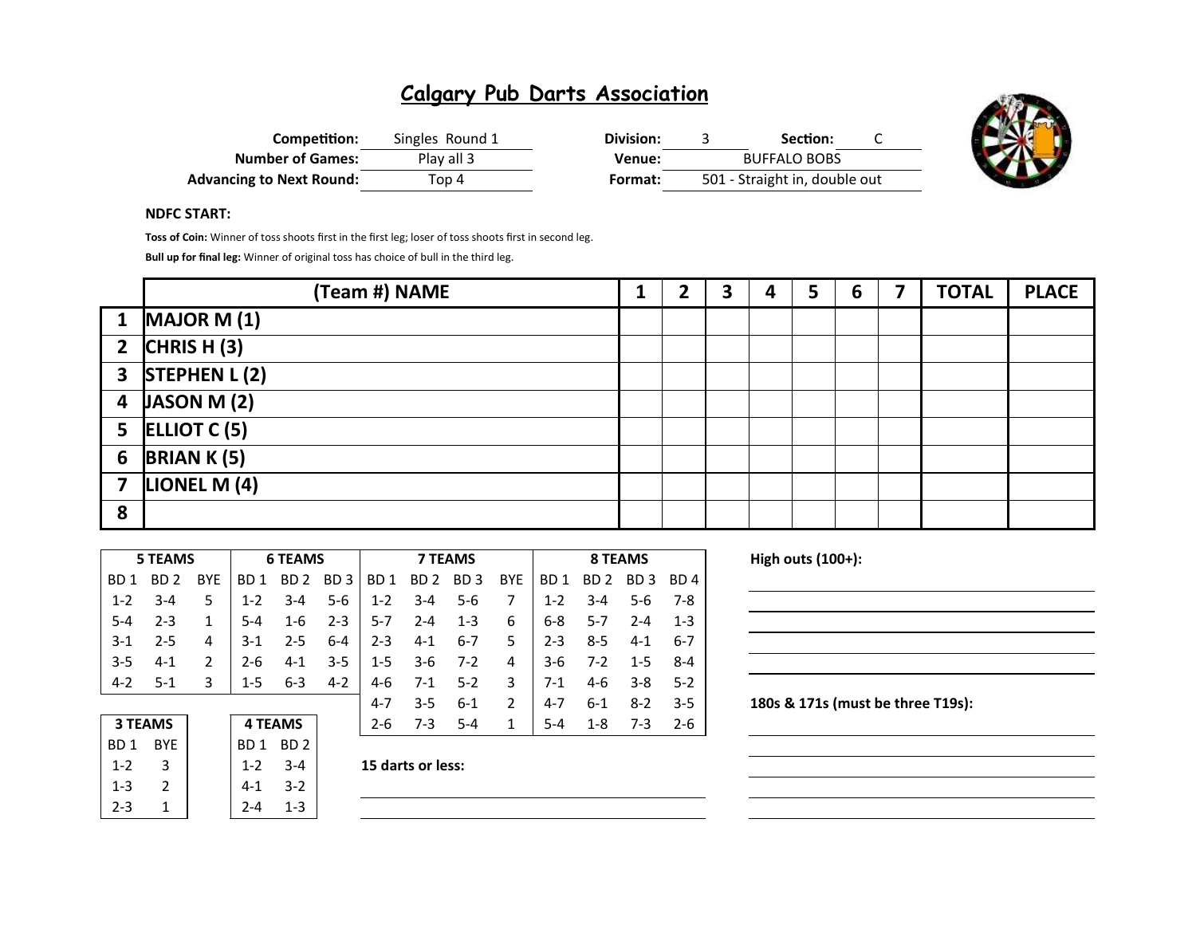# Calgary Pub Darts Association

| | | | |
|---|---|---|---|
| **Competition:** | Singles Round 1 | **Division:** | 3 |
| | | **Section:** | C |
| **Number of Games:** | Play all 3 | **Venue:** | BUFFALO BOBS |
| **Advancing to Next Round:** | Top 4 | **Format:** | 501 - Straight in, double out |

**NDFC START:**

**Toss of Coin:** Winner of toss shoots first in the first leg; loser of toss shoots first in second leg.

**Bull up for final leg:** Winner of original toss has choice of bull in the third leg.

| | (Team #) NAME | 1 | 2 | 3 | 4 | 5 | 6 | 7 | TOTAL | PLACE |
|---|---|---|---|---|---|---|---|---|---|---|
| 1 | MAJOR M (1) | | | | | | | | | |
| 2 | CHRIS H (3) | | | | | | | | | |
| 3 | STEPHEN L (2) | | | | | | | | | |
| 4 | JASON M (2) | | | | | | | | | |
| 5 | ELLIOT C (5) | | | | | | | | | |
| 6 | BRIAN K (5) | | | | | | | | | |
| 7 | LIONEL M (4) | | | | | | | | | |
| 8 | | | | | | | | | | |

| 5 TEAMS | | | 6 TEAMS | | | 7 TEAMS | | | | 8 TEAMS | | | |
|---|---|---|---|---|---|---|---|---|---|---|---|---|---|
| BD 1 | BD 2 | BYE | BD 1 | BD 2 | BD 3 | BD 1 | BD 2 | BD 3 | BYE | BD 1 | BD 2 | BD 3 | BD 4 |
| 1-2 | 3-4 | 5 | 1-2 | 3-4 | 5-6 | 1-2 | 3-4 | 5-6 | 7 | 1-2 | 3-4 | 5-6 | 7-8 |
| 5-4 | 2-3 | 1 | 5-4 | 1-6 | 2-3 | 5-7 | 2-4 | 1-3 | 6 | 6-8 | 5-7 | 2-4 | 1-3 |
| 3-1 | 2-5 | 4 | 3-1 | 2-5 | 6-4 | 2-3 | 4-1 | 6-7 | 5 | 2-3 | 8-5 | 4-1 | 6-7 |
| 3-5 | 4-1 | 2 | 2-6 | 4-1 | 3-5 | 1-5 | 3-6 | 7-2 | 4 | 3-6 | 7-2 | 1-5 | 8-4 |
| 4-2 | 5-1 | 3 | 1-5 | 6-3 | 4-2 | 4-6 | 7-1 | 5-2 | 3 | 7-1 | 4-6 | 3-8 | 5-2 |
| | | | | | | 4-7 | 3-5 | 6-1 | 2 | 4-7 | 6-1 | 8-2 | 3-5 |
| | | | | | | 2-6 | 7-3 | 5-4 | 1 | 5-4 | 1-8 | 7-3 | 2-6 |

| 3 TEAMS | |
|---|---|
| BD 1 | BYE |
| 1-2 | 3 |
| 1-3 | 2 |
| 2-3 | 1 |

| 4 TEAMS | |
|---|---|
| BD 1 | BD 2 |
| 1-2 | 3-4 |
| 4-1 | 3-2 |
| 2-4 | 1-3 |

**15 darts or less:**

**High outs (100+):**

**180s & 171s (must be three T19s):**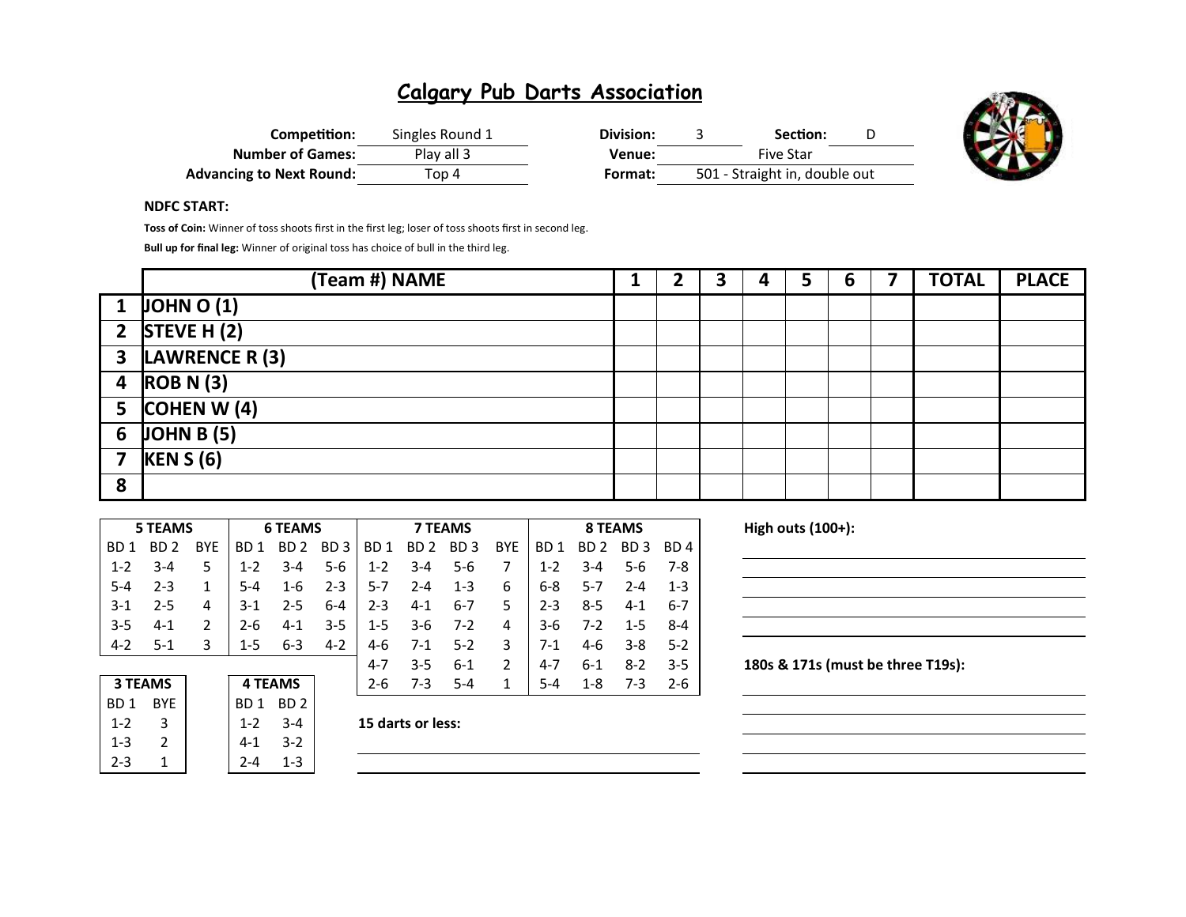# Calgary Pub Darts Association

| | | | | | |
|---|---|---|---|---|---|
| **Competition:** | Singles Round 1 | **Division:** | 3 | **Section:** | D |
| **Number of Games:** | Play all 3 | **Venue:** | Five Star | | |
| **Advancing to Next Round:** | Top 4 | **Format:** | 501 - Straight in, double out | | |

**NDFC START:**

**Toss of Coin:** Winner of toss shoots first in the first leg; loser of toss shoots first in second leg.

**Bull up for final leg:** Winner of original toss has choice of bull in the third leg.

| | (Team #) NAME | 1 | 2 | 3 | 4 | 5 | 6 | 7 | TOTAL | PLACE |
|---|---|---|---|---|---|---|---|---|---|---|
| 1 | JOHN O (1) | | | | | | | | | |
| 2 | STEVE H (2) | | | | | | | | | |
| 3 | LAWRENCE R (3) | | | | | | | | | |
| 4 | ROB N (3) | | | | | | | | | |
| 5 | COHEN W (4) | | | | | | | | | |
| 6 | JOHN B (5) | | | | | | | | | |
| 7 | KEN S (6) | | | | | | | | | |
| 8 | | | | | | | | | | |

| 5 TEAMS | | | 6 TEAMS | | | 7 TEAMS | | | | 8 TEAMS | | | |
|---|---|---|---|---|---|---|---|---|---|---|---|---|---|
| BD 1 | BD 2 | BYE | BD 1 | BD 2 | BD 3 | BD 1 | BD 2 | BD 3 | BYE | BD 1 | BD 2 | BD 3 | BD 4 |
| 1-2 | 3-4 | 5 | 1-2 | 3-4 | 5-6 | 1-2 | 3-4 | 5-6 | 7 | 1-2 | 3-4 | 5-6 | 7-8 |
| 5-4 | 2-3 | 1 | 5-4 | 1-6 | 2-3 | 5-7 | 2-4 | 1-3 | 6 | 6-8 | 5-7 | 2-4 | 1-3 |
| 3-1 | 2-5 | 4 | 3-1 | 2-5 | 6-4 | 2-3 | 4-1 | 6-7 | 5 | 2-3 | 8-5 | 4-1 | 6-7 |
| 3-5 | 4-1 | 2 | 2-6 | 4-1 | 3-5 | 1-5 | 3-6 | 7-2 | 4 | 3-6 | 7-2 | 1-5 | 8-4 |
| 4-2 | 5-1 | 3 | 1-5 | 6-3 | 4-2 | 4-6 | 7-1 | 5-2 | 3 | 7-1 | 4-6 | 3-8 | 5-2 |
| | | | | | | 4-7 | 3-5 | 6-1 | 2 | 4-7 | 6-1 | 8-2 | 3-5 |
| | | | | | | 2-6 | 7-3 | 5-4 | 1 | 5-4 | 1-8 | 7-3 | 2-6 |

| 3 TEAMS | |
|---|---|
| BD 1 | BYE |
| 1-2 | 3 |
| 1-3 | 2 |
| 2-3 | 1 |

| 4 TEAMS | |
|---|---|
| BD 1 | BD 2 |
| 1-2 | 3-4 |
| 4-1 | 3-2 |
| 2-4 | 1-3 |

**15 darts or less:**

**High outs (100+):**

**180s & 171s (must be three T19s):**